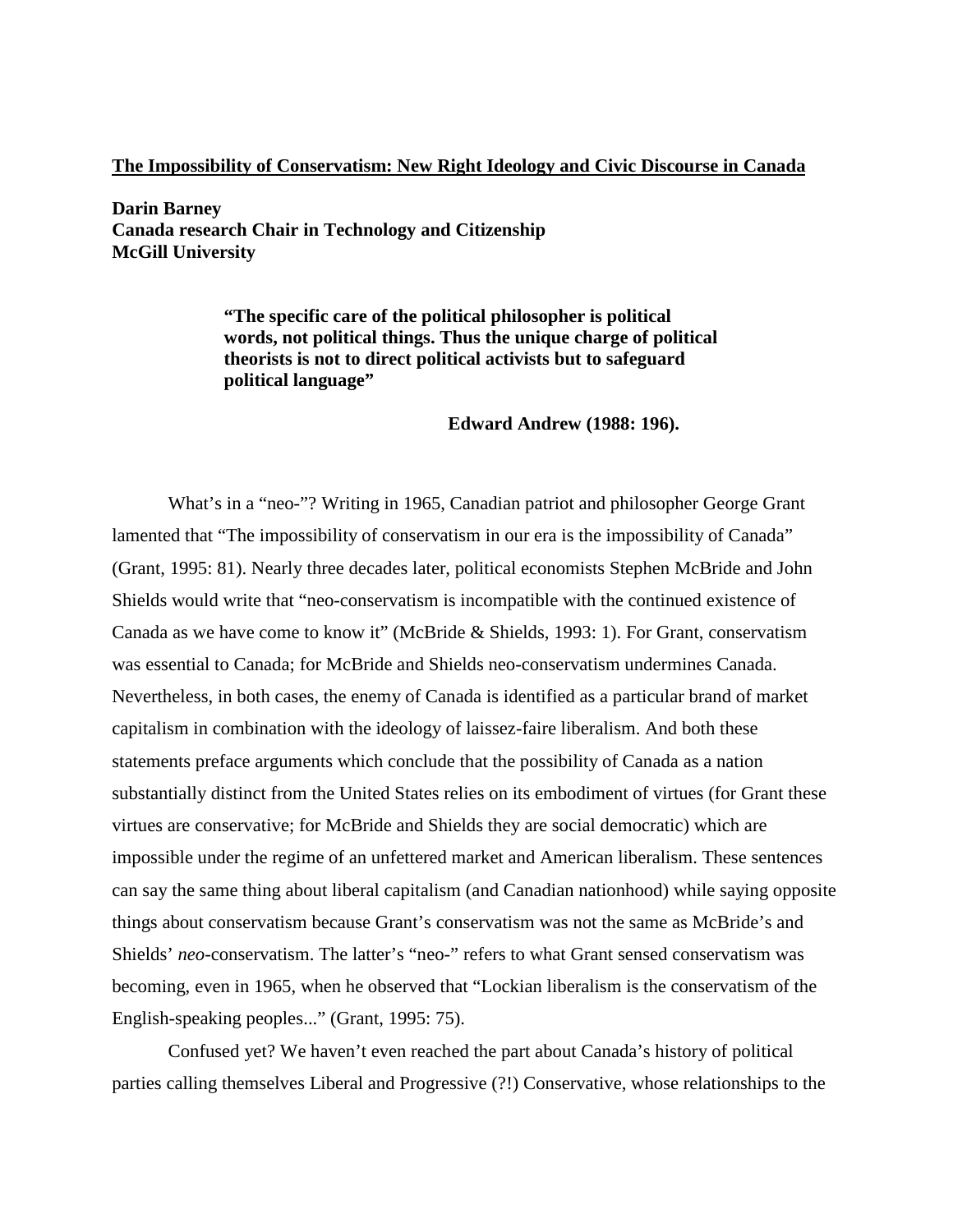# The Impossibility of Conservatism: New Right Ideology and Civic Discourse in Canada

**Darin Barney**
**Canada research Chair in Technology and Citizenship**
**McGill University**

> **"The specific care of the political philosopher is political words, not political things. Thus the unique charge of political theorists is not to direct political activists but to safeguard political language"**
>
> **Edward Andrew (1988: 196).**

What's in a "neo-"? Writing in 1965, Canadian patriot and philosopher George Grant lamented that "The impossibility of conservatism in our era is the impossibility of Canada" (Grant, 1995: 81). Nearly three decades later, political economists Stephen McBride and John Shields would write that "neo-conservatism is incompatible with the continued existence of Canada as we have come to know it" (McBride & Shields, 1993: 1). For Grant, conservatism was essential to Canada; for McBride and Shields neo-conservatism undermines Canada. Nevertheless, in both cases, the enemy of Canada is identified as a particular brand of market capitalism in combination with the ideology of laissez-faire liberalism. And both these statements preface arguments which conclude that the possibility of Canada as a nation substantially distinct from the United States relies on its embodiment of virtues (for Grant these virtues are conservative; for McBride and Shields they are social democratic) which are impossible under the regime of an unfettered market and American liberalism. These sentences can say the same thing about liberal capitalism (and Canadian nationhood) while saying opposite things about conservatism because Grant's conservatism was not the same as McBride's and Shields' *neo*-conservatism. The latter's "neo-" refers to what Grant sensed conservatism was becoming, even in 1965, when he observed that "Lockian liberalism is the conservatism of the English-speaking peoples..." (Grant, 1995: 75).

Confused yet? We haven't even reached the part about Canada's history of political parties calling themselves Liberal and Progressive (?!) Conservative, whose relationships to the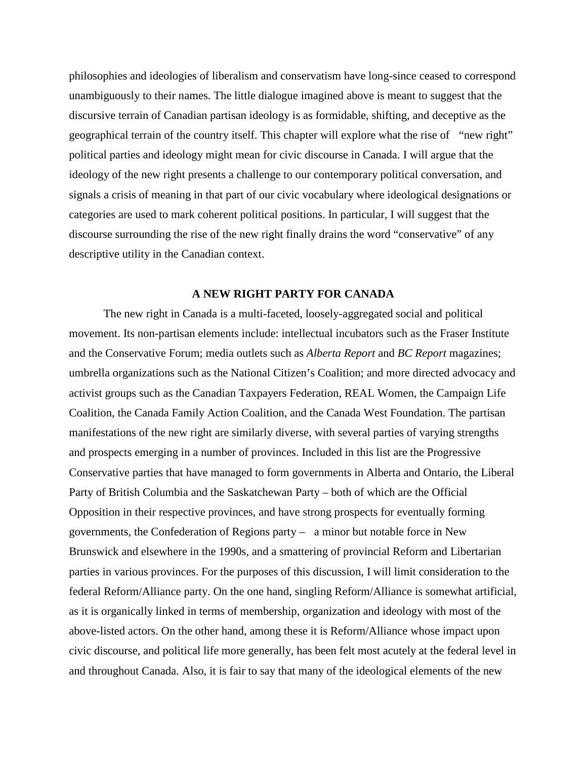philosophies and ideologies of liberalism and conservatism have long-since ceased to correspond unambiguously to their names. The little dialogue imagined above is meant to suggest that the discursive terrain of Canadian partisan ideology is as formidable, shifting, and deceptive as the geographical terrain of the country itself. This chapter will explore what the rise of "new right" political parties and ideology might mean for civic discourse in Canada. I will argue that the ideology of the new right presents a challenge to our contemporary political conversation, and signals a crisis of meaning in that part of our civic vocabulary where ideological designations or categories are used to mark coherent political positions. In particular, I will suggest that the discourse surrounding the rise of the new right finally drains the word "conservative" of any descriptive utility in the Canadian context.

## A NEW RIGHT PARTY FOR CANADA

The new right in Canada is a multi-faceted, loosely-aggregated social and political movement. Its non-partisan elements include: intellectual incubators such as the Fraser Institute and the Conservative Forum; media outlets such as *Alberta Report* and *BC Report* magazines; umbrella organizations such as the National Citizen's Coalition; and more directed advocacy and activist groups such as the Canadian Taxpayers Federation, REAL Women, the Campaign Life Coalition, the Canada Family Action Coalition, and the Canada West Foundation. The partisan manifestations of the new right are similarly diverse, with several parties of varying strengths and prospects emerging in a number of provinces. Included in this list are the Progressive Conservative parties that have managed to form governments in Alberta and Ontario, the Liberal Party of British Columbia and the Saskatchewan Party – both of which are the Official Opposition in their respective provinces, and have strong prospects for eventually forming governments, the Confederation of Regions party – a minor but notable force in New Brunswick and elsewhere in the 1990s, and a smattering of provincial Reform and Libertarian parties in various provinces. For the purposes of this discussion, I will limit consideration to the federal Reform/Alliance party. On the one hand, singling Reform/Alliance is somewhat artificial, as it is organically linked in terms of membership, organization and ideology with most of the above-listed actors. On the other hand, among these it is Reform/Alliance whose impact upon civic discourse, and political life more generally, has been felt most acutely at the federal level in and throughout Canada. Also, it is fair to say that many of the ideological elements of the new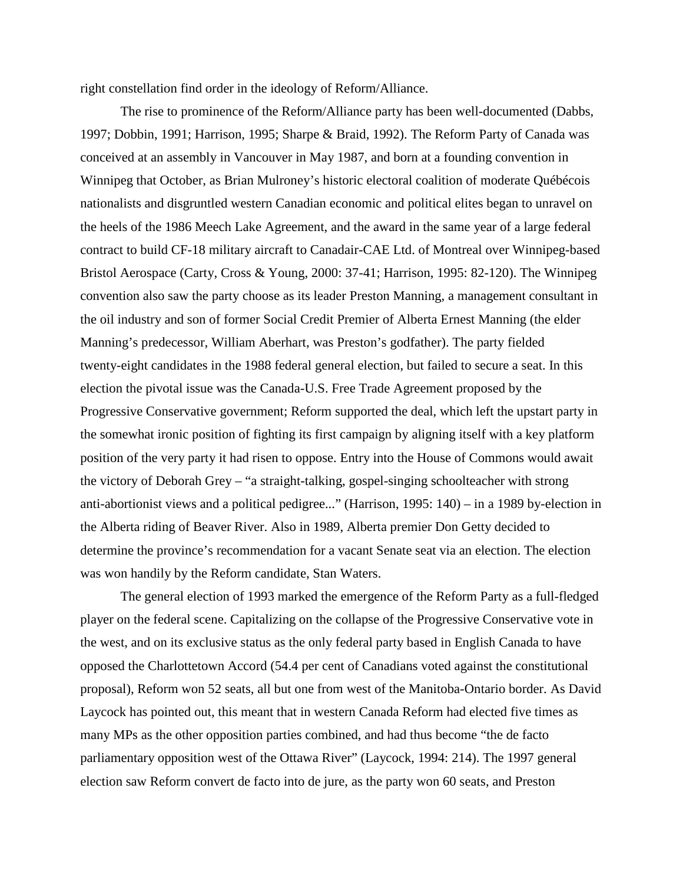right constellation find order in the ideology of Reform/Alliance.

The rise to prominence of the Reform/Alliance party has been well-documented (Dabbs, 1997; Dobbin, 1991; Harrison, 1995; Sharpe & Braid, 1992). The Reform Party of Canada was conceived at an assembly in Vancouver in May 1987, and born at a founding convention in Winnipeg that October, as Brian Mulroney's historic electoral coalition of moderate Québécois nationalists and disgruntled western Canadian economic and political elites began to unravel on the heels of the 1986 Meech Lake Agreement, and the award in the same year of a large federal contract to build CF-18 military aircraft to Canadair-CAE Ltd. of Montreal over Winnipeg-based Bristol Aerospace (Carty, Cross & Young, 2000: 37-41; Harrison, 1995: 82-120). The Winnipeg convention also saw the party choose as its leader Preston Manning, a management consultant in the oil industry and son of former Social Credit Premier of Alberta Ernest Manning (the elder Manning's predecessor, William Aberhart, was Preston's godfather). The party fielded twenty-eight candidates in the 1988 federal general election, but failed to secure a seat. In this election the pivotal issue was the Canada-U.S. Free Trade Agreement proposed by the Progressive Conservative government; Reform supported the deal, which left the upstart party in the somewhat ironic position of fighting its first campaign by aligning itself with a key platform position of the very party it had risen to oppose. Entry into the House of Commons would await the victory of Deborah Grey – "a straight-talking, gospel-singing schoolteacher with strong anti-abortionist views and a political pedigree..." (Harrison, 1995: 140) – in a 1989 by-election in the Alberta riding of Beaver River. Also in 1989, Alberta premier Don Getty decided to determine the province's recommendation for a vacant Senate seat via an election. The election was won handily by the Reform candidate, Stan Waters.

The general election of 1993 marked the emergence of the Reform Party as a full-fledged player on the federal scene. Capitalizing on the collapse of the Progressive Conservative vote in the west, and on its exclusive status as the only federal party based in English Canada to have opposed the Charlottetown Accord (54.4 per cent of Canadians voted against the constitutional proposal), Reform won 52 seats, all but one from west of the Manitoba-Ontario border. As David Laycock has pointed out, this meant that in western Canada Reform had elected five times as many MPs as the other opposition parties combined, and had thus become "the de facto parliamentary opposition west of the Ottawa River" (Laycock, 1994: 214). The 1997 general election saw Reform convert de facto into de jure, as the party won 60 seats, and Preston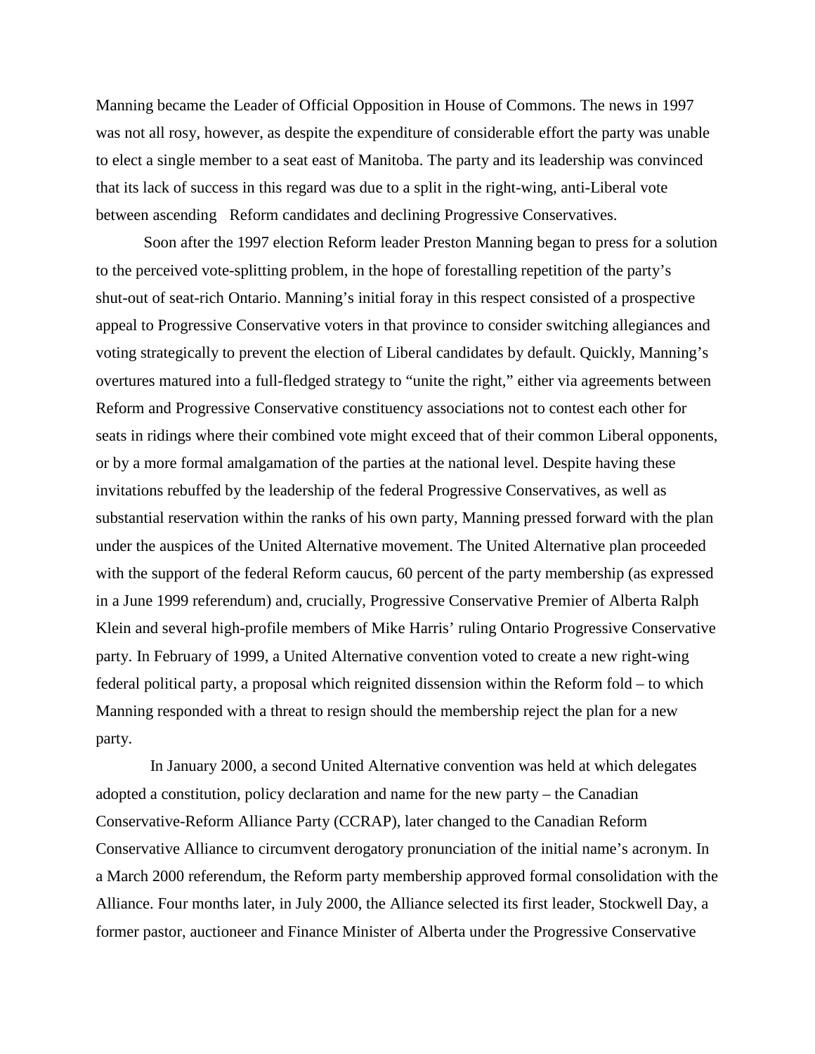Manning became the Leader of Official Opposition in House of Commons. The news in 1997 was not all rosy, however, as despite the expenditure of considerable effort the party was unable to elect a single member to a seat east of Manitoba. The party and its leadership was convinced that its lack of success in this regard was due to a split in the right-wing, anti-Liberal vote between ascending Reform candidates and declining Progressive Conservatives.

Soon after the 1997 election Reform leader Preston Manning began to press for a solution to the perceived vote-splitting problem, in the hope of forestalling repetition of the party's shut-out of seat-rich Ontario. Manning's initial foray in this respect consisted of a prospective appeal to Progressive Conservative voters in that province to consider switching allegiances and voting strategically to prevent the election of Liberal candidates by default. Quickly, Manning's overtures matured into a full-fledged strategy to "unite the right," either via agreements between Reform and Progressive Conservative constituency associations not to contest each other for seats in ridings where their combined vote might exceed that of their common Liberal opponents, or by a more formal amalgamation of the parties at the national level. Despite having these invitations rebuffed by the leadership of the federal Progressive Conservatives, as well as substantial reservation within the ranks of his own party, Manning pressed forward with the plan under the auspices of the United Alternative movement. The United Alternative plan proceeded with the support of the federal Reform caucus, 60 percent of the party membership (as expressed in a June 1999 referendum) and, crucially, Progressive Conservative Premier of Alberta Ralph Klein and several high-profile members of Mike Harris' ruling Ontario Progressive Conservative party. In February of 1999, a United Alternative convention voted to create a new right-wing federal political party, a proposal which reignited dissension within the Reform fold – to which Manning responded with a threat to resign should the membership reject the plan for a new party.

In January 2000, a second United Alternative convention was held at which delegates adopted a constitution, policy declaration and name for the new party – the Canadian Conservative-Reform Alliance Party (CCRAP), later changed to the Canadian Reform Conservative Alliance to circumvent derogatory pronunciation of the initial name's acronym. In a March 2000 referendum, the Reform party membership approved formal consolidation with the Alliance. Four months later, in July 2000, the Alliance selected its first leader, Stockwell Day, a former pastor, auctioneer and Finance Minister of Alberta under the Progressive Conservative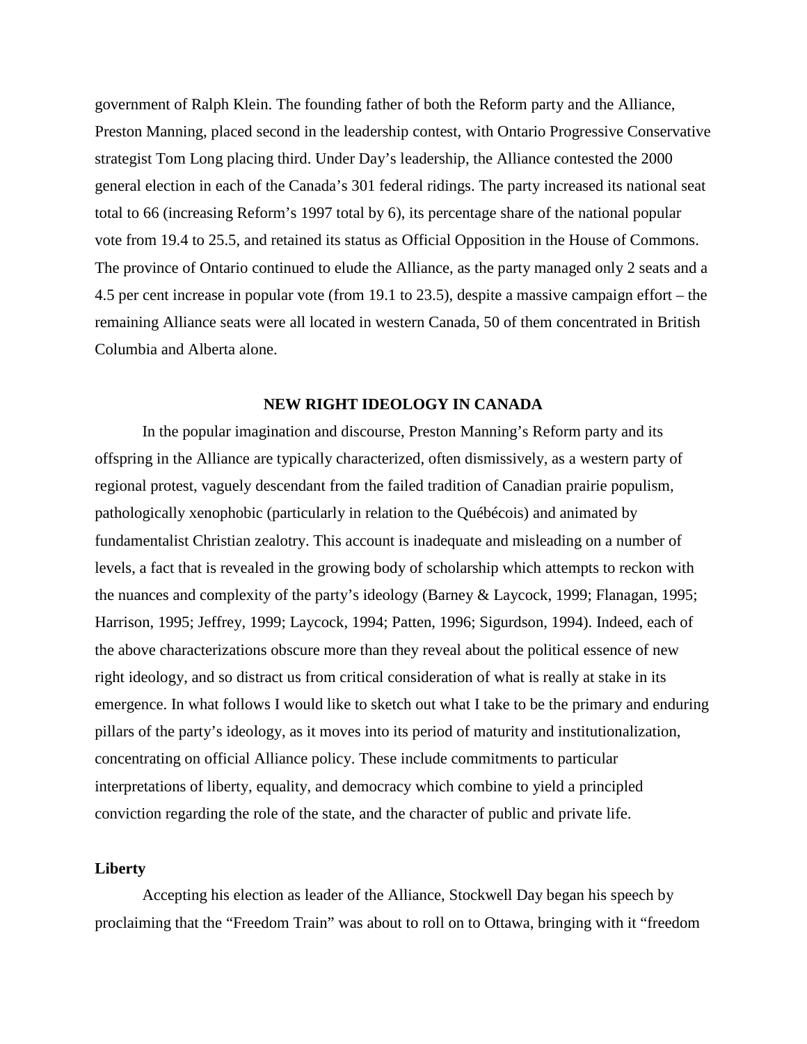government of Ralph Klein. The founding father of both the Reform party and the Alliance, Preston Manning, placed second in the leadership contest, with Ontario Progressive Conservative strategist Tom Long placing third. Under Day's leadership, the Alliance contested the 2000 general election in each of the Canada's 301 federal ridings. The party increased its national seat total to 66 (increasing Reform's 1997 total by 6), its percentage share of the national popular vote from 19.4 to 25.5, and retained its status as Official Opposition in the House of Commons. The province of Ontario continued to elude the Alliance, as the party managed only 2 seats and a 4.5 per cent increase in popular vote (from 19.1 to 23.5), despite a massive campaign effort – the remaining Alliance seats were all located in western Canada, 50 of them concentrated in British Columbia and Alberta alone.

## NEW RIGHT IDEOLOGY IN CANADA

In the popular imagination and discourse, Preston Manning's Reform party and its offspring in the Alliance are typically characterized, often dismissively, as a western party of regional protest, vaguely descendant from the failed tradition of Canadian prairie populism, pathologically xenophobic (particularly in relation to the Québécois) and animated by fundamentalist Christian zealotry. This account is inadequate and misleading on a number of levels, a fact that is revealed in the growing body of scholarship which attempts to reckon with the nuances and complexity of the party's ideology (Barney & Laycock, 1999; Flanagan, 1995; Harrison, 1995; Jeffrey, 1999; Laycock, 1994; Patten, 1996; Sigurdson, 1994). Indeed, each of the above characterizations obscure more than they reveal about the political essence of new right ideology, and so distract us from critical consideration of what is really at stake in its emergence. In what follows I would like to sketch out what I take to be the primary and enduring pillars of the party's ideology, as it moves into its period of maturity and institutionalization, concentrating on official Alliance policy. These include commitments to particular interpretations of liberty, equality, and democracy which combine to yield a principled conviction regarding the role of the state, and the character of public and private life.

### Liberty

Accepting his election as leader of the Alliance, Stockwell Day began his speech by proclaiming that the "Freedom Train" was about to roll on to Ottawa, bringing with it "freedom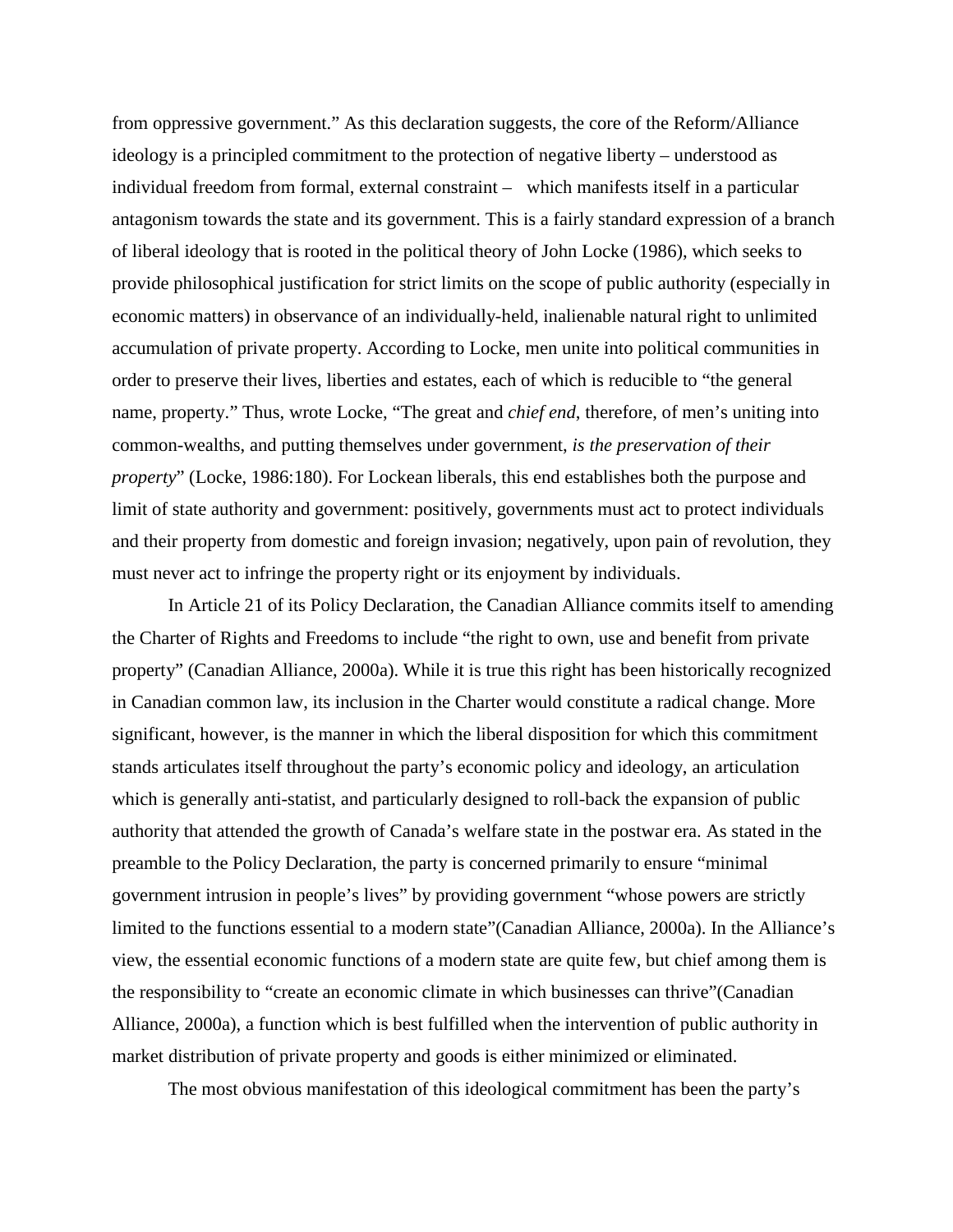from oppressive government." As this declaration suggests, the core of the Reform/Alliance ideology is a principled commitment to the protection of negative liberty – understood as individual freedom from formal, external constraint – which manifests itself in a particular antagonism towards the state and its government. This is a fairly standard expression of a branch of liberal ideology that is rooted in the political theory of John Locke (1986), which seeks to provide philosophical justification for strict limits on the scope of public authority (especially in economic matters) in observance of an individually-held, inalienable natural right to unlimited accumulation of private property. According to Locke, men unite into political communities in order to preserve their lives, liberties and estates, each of which is reducible to "the general name, property." Thus, wrote Locke, "The great and *chief end*, therefore, of men's uniting into common-wealths, and putting themselves under government, *is the preservation of their property*" (Locke, 1986:180). For Lockean liberals, this end establishes both the purpose and limit of state authority and government: positively, governments must act to protect individuals and their property from domestic and foreign invasion; negatively, upon pain of revolution, they must never act to infringe the property right or its enjoyment by individuals.

In Article 21 of its Policy Declaration, the Canadian Alliance commits itself to amending the Charter of Rights and Freedoms to include "the right to own, use and benefit from private property" (Canadian Alliance, 2000a). While it is true this right has been historically recognized in Canadian common law, its inclusion in the Charter would constitute a radical change. More significant, however, is the manner in which the liberal disposition for which this commitment stands articulates itself throughout the party's economic policy and ideology, an articulation which is generally anti-statist, and particularly designed to roll-back the expansion of public authority that attended the growth of Canada's welfare state in the postwar era. As stated in the preamble to the Policy Declaration, the party is concerned primarily to ensure "minimal government intrusion in people's lives" by providing government "whose powers are strictly limited to the functions essential to a modern state"(Canadian Alliance, 2000a). In the Alliance's view, the essential economic functions of a modern state are quite few, but chief among them is the responsibility to "create an economic climate in which businesses can thrive"(Canadian Alliance, 2000a), a function which is best fulfilled when the intervention of public authority in market distribution of private property and goods is either minimized or eliminated.

The most obvious manifestation of this ideological commitment has been the party's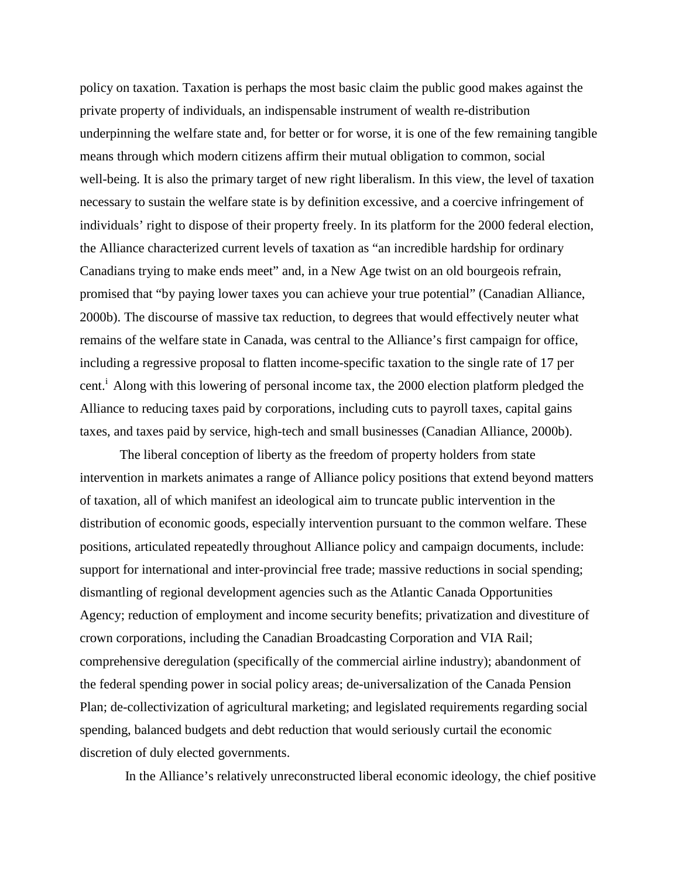policy on taxation. Taxation is perhaps the most basic claim the public good makes against the private property of individuals, an indispensable instrument of wealth re-distribution underpinning the welfare state and, for better or for worse, it is one of the few remaining tangible means through which modern citizens affirm their mutual obligation to common, social well-being. It is also the primary target of new right liberalism. In this view, the level of taxation necessary to sustain the welfare state is by definition excessive, and a coercive infringement of individuals' right to dispose of their property freely. In its platform for the 2000 federal election, the Alliance characterized current levels of taxation as "an incredible hardship for ordinary Canadians trying to make ends meet" and, in a New Age twist on an old bourgeois refrain, promised that "by paying lower taxes you can achieve your true potential" (Canadian Alliance, 2000b). The discourse of massive tax reduction, to degrees that would effectively neuter what remains of the welfare state in Canada, was central to the Alliance's first campaign for office, including a regressive proposal to flatten income-specific taxation to the single rate of 17 per cent.[i] Along with this lowering of personal income tax, the 2000 election platform pledged the Alliance to reducing taxes paid by corporations, including cuts to payroll taxes, capital gains taxes, and taxes paid by service, high-tech and small businesses (Canadian Alliance, 2000b).

The liberal conception of liberty as the freedom of property holders from state intervention in markets animates a range of Alliance policy positions that extend beyond matters of taxation, all of which manifest an ideological aim to truncate public intervention in the distribution of economic goods, especially intervention pursuant to the common welfare. These positions, articulated repeatedly throughout Alliance policy and campaign documents, include: support for international and inter-provincial free trade; massive reductions in social spending; dismantling of regional development agencies such as the Atlantic Canada Opportunities Agency; reduction of employment and income security benefits; privatization and divestiture of crown corporations, including the Canadian Broadcasting Corporation and VIA Rail; comprehensive deregulation (specifically of the commercial airline industry); abandonment of the federal spending power in social policy areas; de-universalization of the Canada Pension Plan; de-collectivization of agricultural marketing; and legislated requirements regarding social spending, balanced budgets and debt reduction that would seriously curtail the economic discretion of duly elected governments.

In the Alliance's relatively unreconstructed liberal economic ideology, the chief positive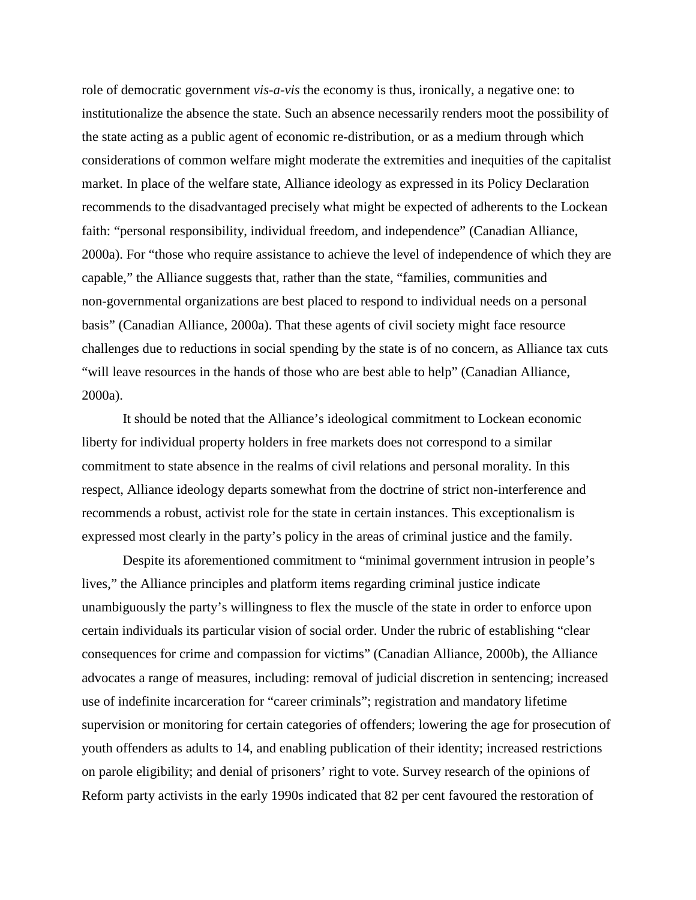role of democratic government *vis-a-vis* the economy is thus, ironically, a negative one: to institutionalize the absence the state. Such an absence necessarily renders moot the possibility of the state acting as a public agent of economic re-distribution, or as a medium through which considerations of common welfare might moderate the extremities and inequities of the capitalist market. In place of the welfare state, Alliance ideology as expressed in its Policy Declaration recommends to the disadvantaged precisely what might be expected of adherents to the Lockean faith: "personal responsibility, individual freedom, and independence" (Canadian Alliance, 2000a). For "those who require assistance to achieve the level of independence of which they are capable," the Alliance suggests that, rather than the state, "families, communities and non-governmental organizations are best placed to respond to individual needs on a personal basis" (Canadian Alliance, 2000a). That these agents of civil society might face resource challenges due to reductions in social spending by the state is of no concern, as Alliance tax cuts "will leave resources in the hands of those who are best able to help" (Canadian Alliance, 2000a).

It should be noted that the Alliance's ideological commitment to Lockean economic liberty for individual property holders in free markets does not correspond to a similar commitment to state absence in the realms of civil relations and personal morality. In this respect, Alliance ideology departs somewhat from the doctrine of strict non-interference and recommends a robust, activist role for the state in certain instances. This exceptionalism is expressed most clearly in the party's policy in the areas of criminal justice and the family.

Despite its aforementioned commitment to "minimal government intrusion in people's lives," the Alliance principles and platform items regarding criminal justice indicate unambiguously the party's willingness to flex the muscle of the state in order to enforce upon certain individuals its particular vision of social order. Under the rubric of establishing "clear consequences for crime and compassion for victims" (Canadian Alliance, 2000b), the Alliance advocates a range of measures, including: removal of judicial discretion in sentencing; increased use of indefinite incarceration for "career criminals"; registration and mandatory lifetime supervision or monitoring for certain categories of offenders; lowering the age for prosecution of youth offenders as adults to 14, and enabling publication of their identity; increased restrictions on parole eligibility; and denial of prisoners' right to vote. Survey research of the opinions of Reform party activists in the early 1990s indicated that 82 per cent favoured the restoration of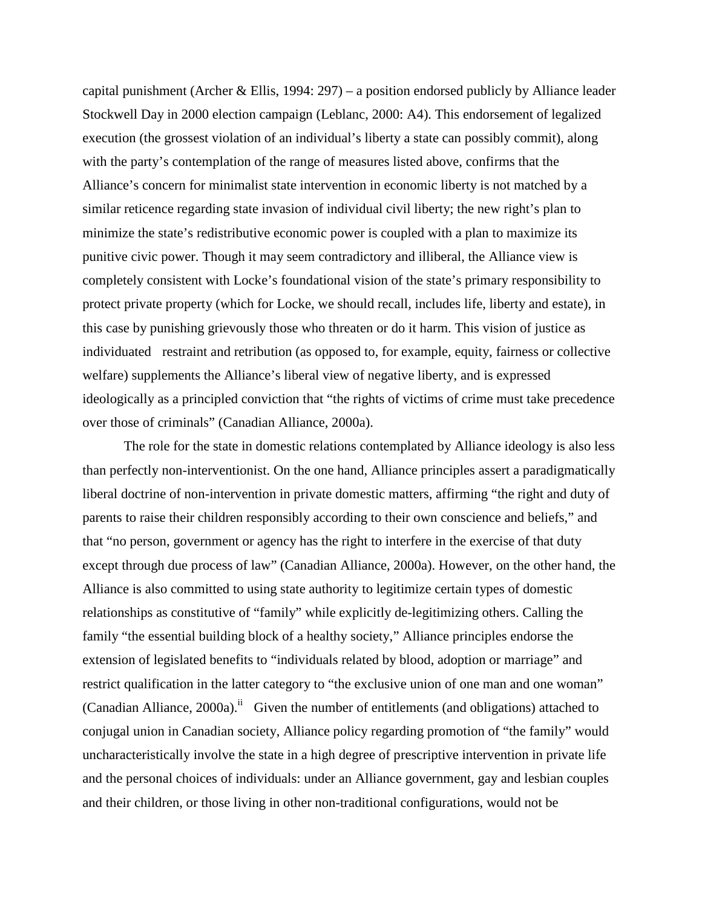capital punishment (Archer & Ellis, 1994: 297) – a position endorsed publicly by Alliance leader Stockwell Day in 2000 election campaign (Leblanc, 2000: A4). This endorsement of legalized execution (the grossest violation of an individual's liberty a state can possibly commit), along with the party's contemplation of the range of measures listed above, confirms that the Alliance's concern for minimalist state intervention in economic liberty is not matched by a similar reticence regarding state invasion of individual civil liberty; the new right's plan to minimize the state's redistributive economic power is coupled with a plan to maximize its punitive civic power. Though it may seem contradictory and illiberal, the Alliance view is completely consistent with Locke's foundational vision of the state's primary responsibility to protect private property (which for Locke, we should recall, includes life, liberty and estate), in this case by punishing grievously those who threaten or do it harm. This vision of justice as individuated restraint and retribution (as opposed to, for example, equity, fairness or collective welfare) supplements the Alliance's liberal view of negative liberty, and is expressed ideologically as a principled conviction that "the rights of victims of crime must take precedence over those of criminals" (Canadian Alliance, 2000a).

The role for the state in domestic relations contemplated by Alliance ideology is also less than perfectly non-interventionist. On the one hand, Alliance principles assert a paradigmatically liberal doctrine of non-intervention in private domestic matters, affirming "the right and duty of parents to raise their children responsibly according to their own conscience and beliefs," and that "no person, government or agency has the right to interfere in the exercise of that duty except through due process of law" (Canadian Alliance, 2000a). However, on the other hand, the Alliance is also committed to using state authority to legitimize certain types of domestic relationships as constitutive of "family" while explicitly de-legitimizing others. Calling the family "the essential building block of a healthy society," Alliance principles endorse the extension of legislated benefits to "individuals related by blood, adoption or marriage" and restrict qualification in the latter category to "the exclusive union of one man and one woman" (Canadian Alliance, 2000a).[ii] Given the number of entitlements (and obligations) attached to conjugal union in Canadian society, Alliance policy regarding promotion of "the family" would uncharacteristically involve the state in a high degree of prescriptive intervention in private life and the personal choices of individuals: under an Alliance government, gay and lesbian couples and their children, or those living in other non-traditional configurations, would not be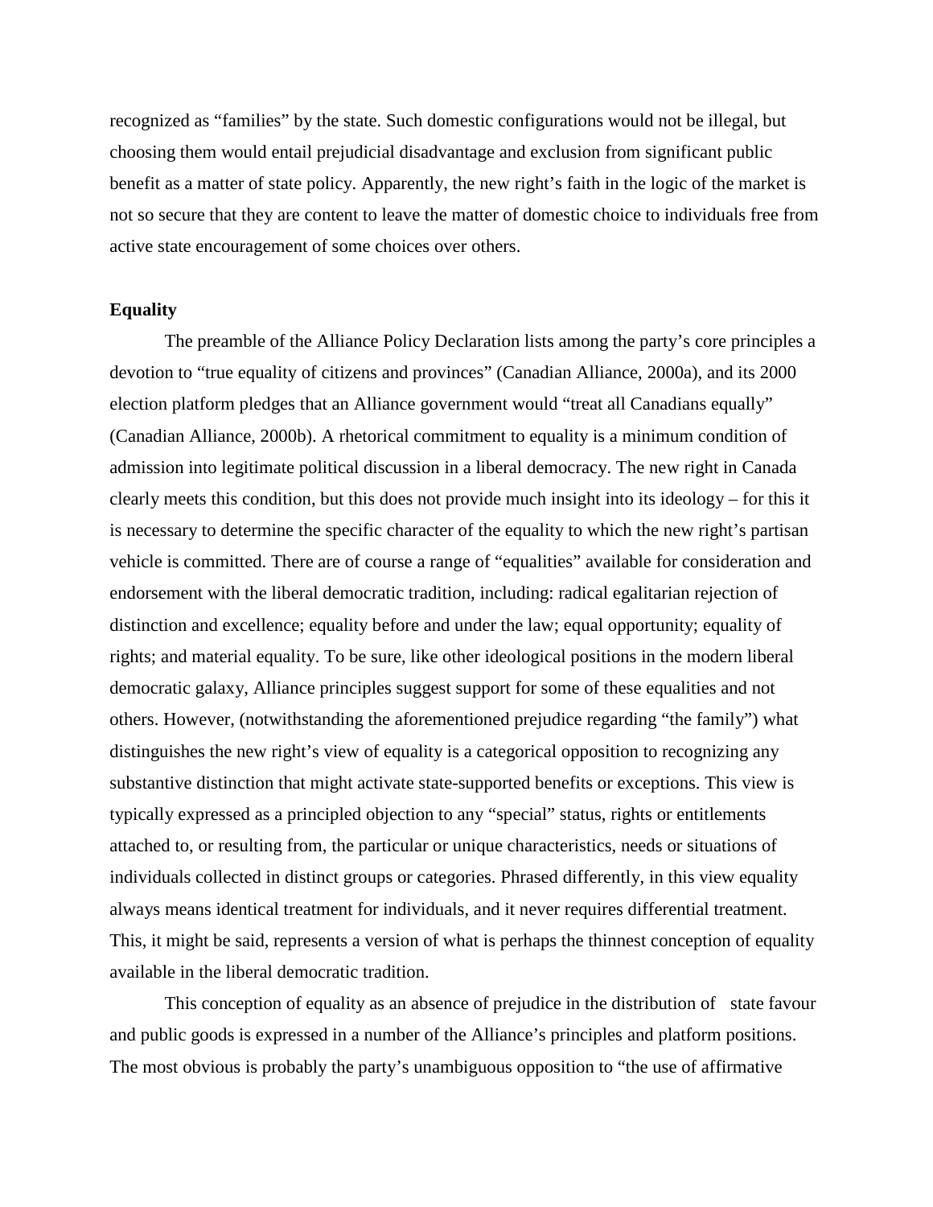recognized as "families" by the state. Such domestic configurations would not be illegal, but choosing them would entail prejudicial disadvantage and exclusion from significant public benefit as a matter of state policy. Apparently, the new right's faith in the logic of the market is not so secure that they are content to leave the matter of domestic choice to individuals free from active state encouragement of some choices over others.

**Equality**

The preamble of the Alliance Policy Declaration lists among the party's core principles a devotion to "true equality of citizens and provinces" (Canadian Alliance, 2000a), and its 2000 election platform pledges that an Alliance government would "treat all Canadians equally" (Canadian Alliance, 2000b). A rhetorical commitment to equality is a minimum condition of admission into legitimate political discussion in a liberal democracy. The new right in Canada clearly meets this condition, but this does not provide much insight into its ideology – for this it is necessary to determine the specific character of the equality to which the new right's partisan vehicle is committed. There are of course a range of "equalities" available for consideration and endorsement with the liberal democratic tradition, including: radical egalitarian rejection of distinction and excellence; equality before and under the law; equal opportunity; equality of rights; and material equality. To be sure, like other ideological positions in the modern liberal democratic galaxy, Alliance principles suggest support for some of these equalities and not others. However, (notwithstanding the aforementioned prejudice regarding "the family") what distinguishes the new right's view of equality is a categorical opposition to recognizing any substantive distinction that might activate state-supported benefits or exceptions. This view is typically expressed as a principled objection to any "special" status, rights or entitlements attached to, or resulting from, the particular or unique characteristics, needs or situations of individuals collected in distinct groups or categories. Phrased differently, in this view equality always means identical treatment for individuals, and it never requires differential treatment. This, it might be said, represents a version of what is perhaps the thinnest conception of equality available in the liberal democratic tradition.

This conception of equality as an absence of prejudice in the distribution of state favour and public goods is expressed in a number of the Alliance's principles and platform positions. The most obvious is probably the party's unambiguous opposition to "the use of affirmative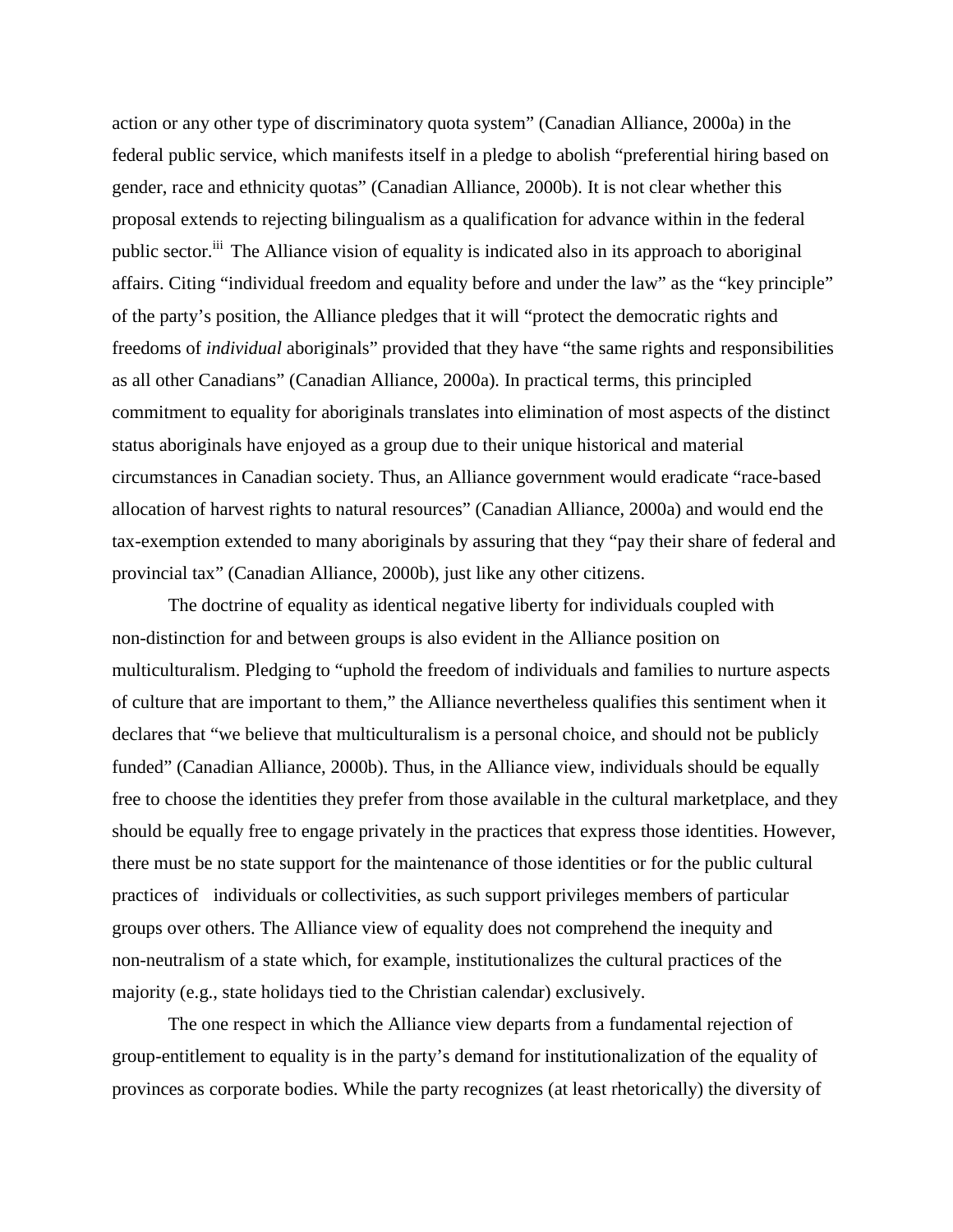action or any other type of discriminatory quota system" (Canadian Alliance, 2000a) in the federal public service, which manifests itself in a pledge to abolish "preferential hiring based on gender, race and ethnicity quotas" (Canadian Alliance, 2000b). It is not clear whether this proposal extends to rejecting bilingualism as a qualification for advance within in the federal public sector.[iii] The Alliance vision of equality is indicated also in its approach to aboriginal affairs. Citing "individual freedom and equality before and under the law" as the "key principle" of the party's position, the Alliance pledges that it will "protect the democratic rights and freedoms of *individual* aboriginals" provided that they have "the same rights and responsibilities as all other Canadians" (Canadian Alliance, 2000a). In practical terms, this principled commitment to equality for aboriginals translates into elimination of most aspects of the distinct status aboriginals have enjoyed as a group due to their unique historical and material circumstances in Canadian society. Thus, an Alliance government would eradicate "race-based allocation of harvest rights to natural resources" (Canadian Alliance, 2000a) and would end the tax-exemption extended to many aboriginals by assuring that they "pay their share of federal and provincial tax" (Canadian Alliance, 2000b), just like any other citizens.

The doctrine of equality as identical negative liberty for individuals coupled with non-distinction for and between groups is also evident in the Alliance position on multiculturalism. Pledging to "uphold the freedom of individuals and families to nurture aspects of culture that are important to them," the Alliance nevertheless qualifies this sentiment when it declares that "we believe that multiculturalism is a personal choice, and should not be publicly funded" (Canadian Alliance, 2000b). Thus, in the Alliance view, individuals should be equally free to choose the identities they prefer from those available in the cultural marketplace, and they should be equally free to engage privately in the practices that express those identities. However, there must be no state support for the maintenance of those identities or for the public cultural practices of individuals or collectivities, as such support privileges members of particular groups over others. The Alliance view of equality does not comprehend the inequity and non-neutralism of a state which, for example, institutionalizes the cultural practices of the majority (e.g., state holidays tied to the Christian calendar) exclusively.

The one respect in which the Alliance view departs from a fundamental rejection of group-entitlement to equality is in the party's demand for institutionalization of the equality of provinces as corporate bodies. While the party recognizes (at least rhetorically) the diversity of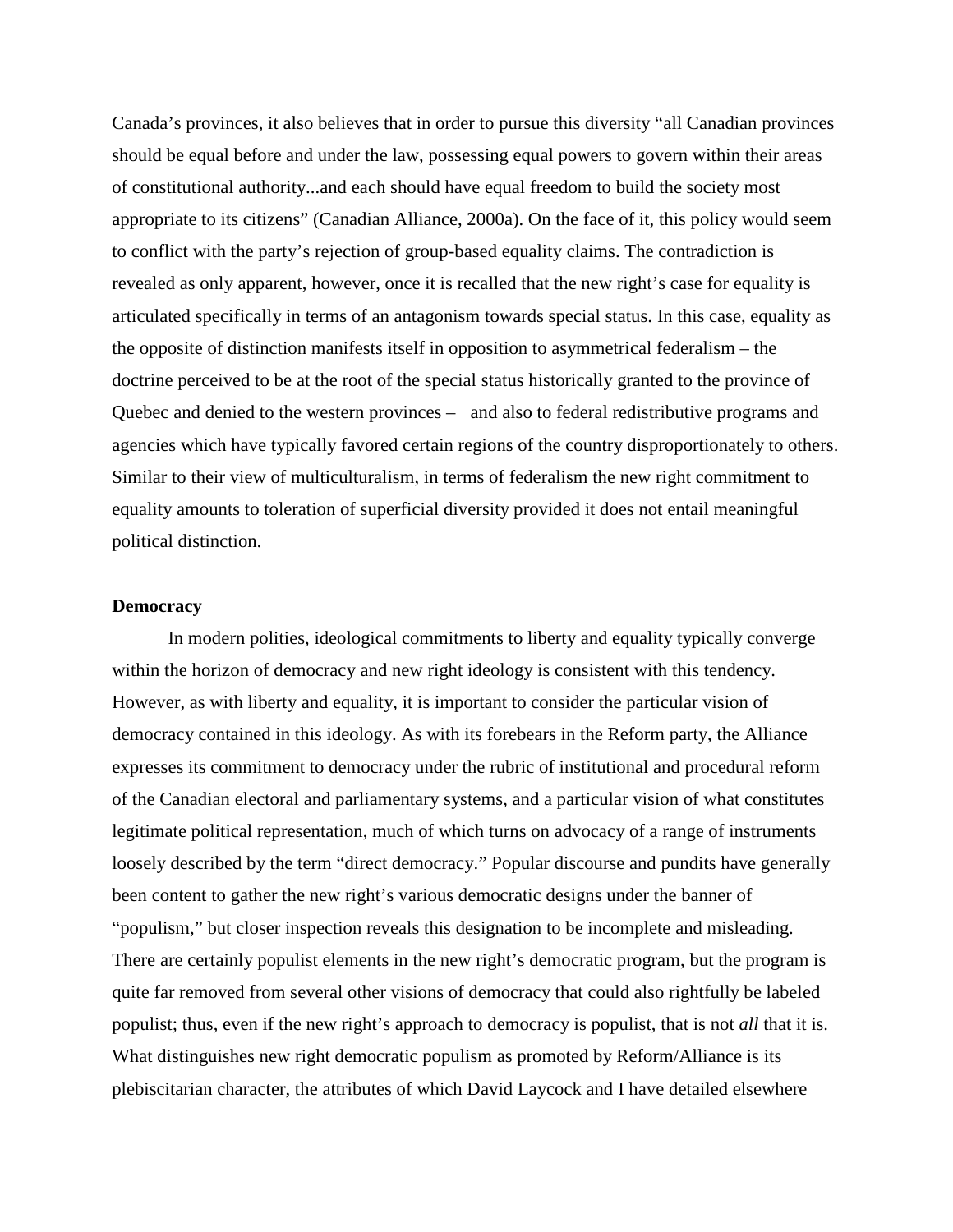Canada's provinces, it also believes that in order to pursue this diversity "all Canadian provinces should be equal before and under the law, possessing equal powers to govern within their areas of constitutional authority...and each should have equal freedom to build the society most appropriate to its citizens" (Canadian Alliance, 2000a). On the face of it, this policy would seem to conflict with the party's rejection of group-based equality claims. The contradiction is revealed as only apparent, however, once it is recalled that the new right's case for equality is articulated specifically in terms of an antagonism towards special status. In this case, equality as the opposite of distinction manifests itself in opposition to asymmetrical federalism – the doctrine perceived to be at the root of the special status historically granted to the province of Quebec and denied to the western provinces – and also to federal redistributive programs and agencies which have typically favored certain regions of the country disproportionately to others. Similar to their view of multiculturalism, in terms of federalism the new right commitment to equality amounts to toleration of superficial diversity provided it does not entail meaningful political distinction.

**Democracy**

In modern polities, ideological commitments to liberty and equality typically converge within the horizon of democracy and new right ideology is consistent with this tendency. However, as with liberty and equality, it is important to consider the particular vision of democracy contained in this ideology. As with its forebears in the Reform party, the Alliance expresses its commitment to democracy under the rubric of institutional and procedural reform of the Canadian electoral and parliamentary systems, and a particular vision of what constitutes legitimate political representation, much of which turns on advocacy of a range of instruments loosely described by the term "direct democracy." Popular discourse and pundits have generally been content to gather the new right's various democratic designs under the banner of "populism," but closer inspection reveals this designation to be incomplete and misleading. There are certainly populist elements in the new right's democratic program, but the program is quite far removed from several other visions of democracy that could also rightfully be labeled populist; thus, even if the new right's approach to democracy is populist, that is not *all* that it is. What distinguishes new right democratic populism as promoted by Reform/Alliance is its plebiscitarian character, the attributes of which David Laycock and I have detailed elsewhere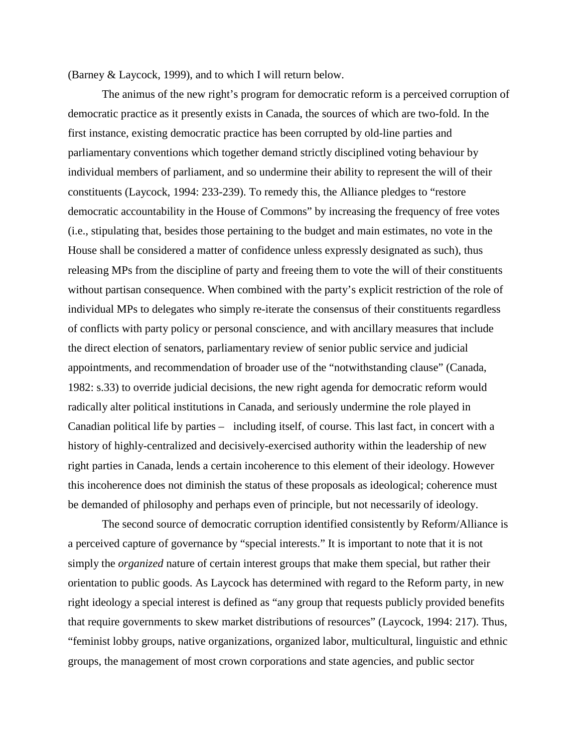(Barney & Laycock, 1999), and to which I will return below.

The animus of the new right's program for democratic reform is a perceived corruption of democratic practice as it presently exists in Canada, the sources of which are two-fold. In the first instance, existing democratic practice has been corrupted by old-line parties and parliamentary conventions which together demand strictly disciplined voting behaviour by individual members of parliament, and so undermine their ability to represent the will of their constituents (Laycock, 1994: 233-239). To remedy this, the Alliance pledges to "restore democratic accountability in the House of Commons" by increasing the frequency of free votes (i.e., stipulating that, besides those pertaining to the budget and main estimates, no vote in the House shall be considered a matter of confidence unless expressly designated as such), thus releasing MPs from the discipline of party and freeing them to vote the will of their constituents without partisan consequence. When combined with the party's explicit restriction of the role of individual MPs to delegates who simply re-iterate the consensus of their constituents regardless of conflicts with party policy or personal conscience, and with ancillary measures that include the direct election of senators, parliamentary review of senior public service and judicial appointments, and recommendation of broader use of the "notwithstanding clause" (Canada, 1982: s.33) to override judicial decisions, the new right agenda for democratic reform would radically alter political institutions in Canada, and seriously undermine the role played in Canadian political life by parties – including itself, of course. This last fact, in concert with a history of highly-centralized and decisively-exercised authority within the leadership of new right parties in Canada, lends a certain incoherence to this element of their ideology. However this incoherence does not diminish the status of these proposals as ideological; coherence must be demanded of philosophy and perhaps even of principle, but not necessarily of ideology.

The second source of democratic corruption identified consistently by Reform/Alliance is a perceived capture of governance by "special interests." It is important to note that it is not simply the *organized* nature of certain interest groups that make them special, but rather their orientation to public goods. As Laycock has determined with regard to the Reform party, in new right ideology a special interest is defined as "any group that requests publicly provided benefits that require governments to skew market distributions of resources" (Laycock, 1994: 217). Thus, "feminist lobby groups, native organizations, organized labor, multicultural, linguistic and ethnic groups, the management of most crown corporations and state agencies, and public sector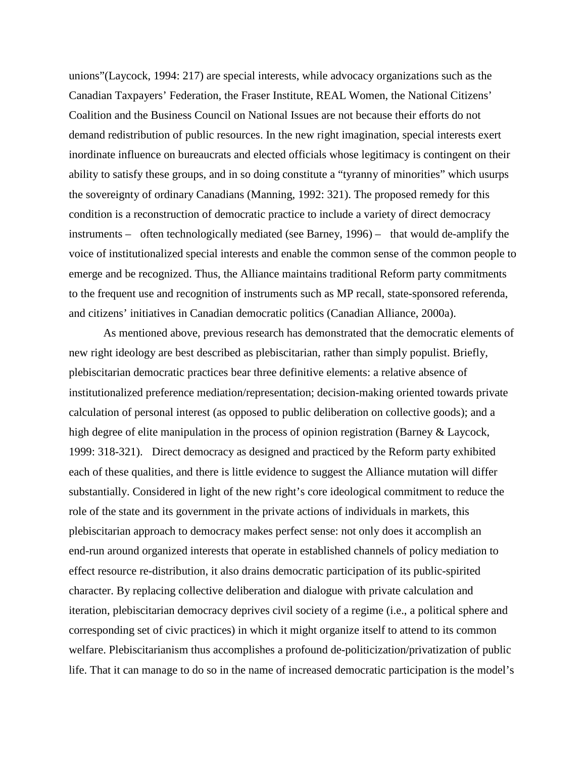unions"(Laycock, 1994: 217) are special interests, while advocacy organizations such as the Canadian Taxpayers' Federation, the Fraser Institute, REAL Women, the National Citizens' Coalition and the Business Council on National Issues are not because their efforts do not demand redistribution of public resources. In the new right imagination, special interests exert inordinate influence on bureaucrats and elected officials whose legitimacy is contingent on their ability to satisfy these groups, and in so doing constitute a "tyranny of minorities" which usurps the sovereignty of ordinary Canadians (Manning, 1992: 321). The proposed remedy for this condition is a reconstruction of democratic practice to include a variety of direct democracy instruments – often technologically mediated (see Barney, 1996) – that would de-amplify the voice of institutionalized special interests and enable the common sense of the common people to emerge and be recognized. Thus, the Alliance maintains traditional Reform party commitments to the frequent use and recognition of instruments such as MP recall, state-sponsored referenda, and citizens' initiatives in Canadian democratic politics (Canadian Alliance, 2000a).

As mentioned above, previous research has demonstrated that the democratic elements of new right ideology are best described as plebiscitarian, rather than simply populist. Briefly, plebiscitarian democratic practices bear three definitive elements: a relative absence of institutionalized preference mediation/representation; decision-making oriented towards private calculation of personal interest (as opposed to public deliberation on collective goods); and a high degree of elite manipulation in the process of opinion registration (Barney & Laycock, 1999: 318-321). Direct democracy as designed and practiced by the Reform party exhibited each of these qualities, and there is little evidence to suggest the Alliance mutation will differ substantially. Considered in light of the new right's core ideological commitment to reduce the role of the state and its government in the private actions of individuals in markets, this plebiscitarian approach to democracy makes perfect sense: not only does it accomplish an end-run around organized interests that operate in established channels of policy mediation to effect resource re-distribution, it also drains democratic participation of its public-spirited character. By replacing collective deliberation and dialogue with private calculation and iteration, plebiscitarian democracy deprives civil society of a regime (i.e., a political sphere and corresponding set of civic practices) in which it might organize itself to attend to its common welfare. Plebiscitarianism thus accomplishes a profound de-politicization/privatization of public life. That it can manage to do so in the name of increased democratic participation is the model's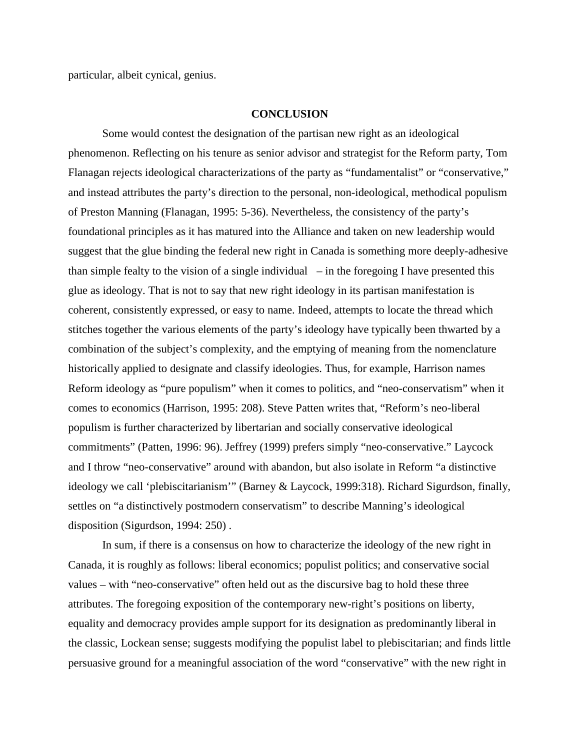particular, albeit cynical, genius.

## CONCLUSION

Some would contest the designation of the partisan new right as an ideological phenomenon. Reflecting on his tenure as senior advisor and strategist for the Reform party, Tom Flanagan rejects ideological characterizations of the party as "fundamentalist" or "conservative," and instead attributes the party's direction to the personal, non-ideological, methodical populism of Preston Manning (Flanagan, 1995: 5-36). Nevertheless, the consistency of the party's foundational principles as it has matured into the Alliance and taken on new leadership would suggest that the glue binding the federal new right in Canada is something more deeply-adhesive than simple fealty to the vision of a single individual – in the foregoing I have presented this glue as ideology. That is not to say that new right ideology in its partisan manifestation is coherent, consistently expressed, or easy to name. Indeed, attempts to locate the thread which stitches together the various elements of the party's ideology have typically been thwarted by a combination of the subject's complexity, and the emptying of meaning from the nomenclature historically applied to designate and classify ideologies. Thus, for example, Harrison names Reform ideology as "pure populism" when it comes to politics, and "neo-conservatism" when it comes to economics (Harrison, 1995: 208). Steve Patten writes that, "Reform's neo-liberal populism is further characterized by libertarian and socially conservative ideological commitments" (Patten, 1996: 96). Jeffrey (1999) prefers simply "neo-conservative." Laycock and I throw "neo-conservative" around with abandon, but also isolate in Reform "a distinctive ideology we call 'plebiscitarianism'" (Barney & Laycock, 1999:318). Richard Sigurdson, finally, settles on "a distinctively postmodern conservatism" to describe Manning's ideological disposition (Sigurdson, 1994: 250) .

In sum, if there is a consensus on how to characterize the ideology of the new right in Canada, it is roughly as follows: liberal economics; populist politics; and conservative social values – with "neo-conservative" often held out as the discursive bag to hold these three attributes. The foregoing exposition of the contemporary new-right's positions on liberty, equality and democracy provides ample support for its designation as predominantly liberal in the classic, Lockean sense; suggests modifying the populist label to plebiscitarian; and finds little persuasive ground for a meaningful association of the word "conservative" with the new right in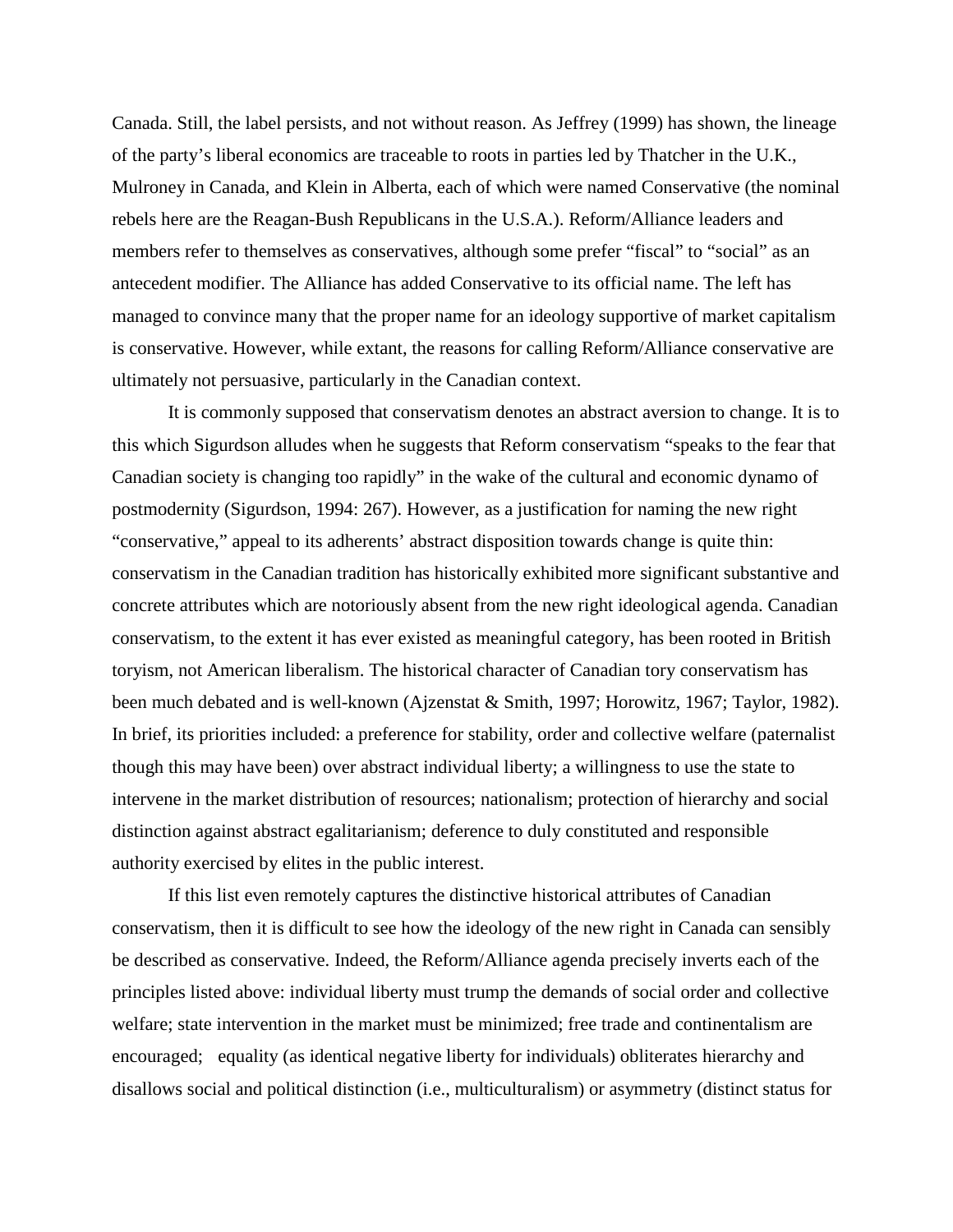Canada. Still, the label persists, and not without reason. As Jeffrey (1999) has shown, the lineage of the party's liberal economics are traceable to roots in parties led by Thatcher in the U.K., Mulroney in Canada, and Klein in Alberta, each of which were named Conservative (the nominal rebels here are the Reagan-Bush Republicans in the U.S.A.). Reform/Alliance leaders and members refer to themselves as conservatives, although some prefer "fiscal" to "social" as an antecedent modifier. The Alliance has added Conservative to its official name. The left has managed to convince many that the proper name for an ideology supportive of market capitalism is conservative. However, while extant, the reasons for calling Reform/Alliance conservative are ultimately not persuasive, particularly in the Canadian context.

It is commonly supposed that conservatism denotes an abstract aversion to change. It is to this which Sigurdson alludes when he suggests that Reform conservatism "speaks to the fear that Canadian society is changing too rapidly" in the wake of the cultural and economic dynamo of postmodernity (Sigurdson, 1994: 267). However, as a justification for naming the new right "conservative," appeal to its adherents' abstract disposition towards change is quite thin: conservatism in the Canadian tradition has historically exhibited more significant substantive and concrete attributes which are notoriously absent from the new right ideological agenda. Canadian conservatism, to the extent it has ever existed as meaningful category, has been rooted in British toryism, not American liberalism. The historical character of Canadian tory conservatism has been much debated and is well-known (Ajzenstat & Smith, 1997; Horowitz, 1967; Taylor, 1982). In brief, its priorities included: a preference for stability, order and collective welfare (paternalist though this may have been) over abstract individual liberty; a willingness to use the state to intervene in the market distribution of resources; nationalism; protection of hierarchy and social distinction against abstract egalitarianism; deference to duly constituted and responsible authority exercised by elites in the public interest.

If this list even remotely captures the distinctive historical attributes of Canadian conservatism, then it is difficult to see how the ideology of the new right in Canada can sensibly be described as conservative. Indeed, the Reform/Alliance agenda precisely inverts each of the principles listed above: individual liberty must trump the demands of social order and collective welfare; state intervention in the market must be minimized; free trade and continentalism are encouraged; equality (as identical negative liberty for individuals) obliterates hierarchy and disallows social and political distinction (i.e., multiculturalism) or asymmetry (distinct status for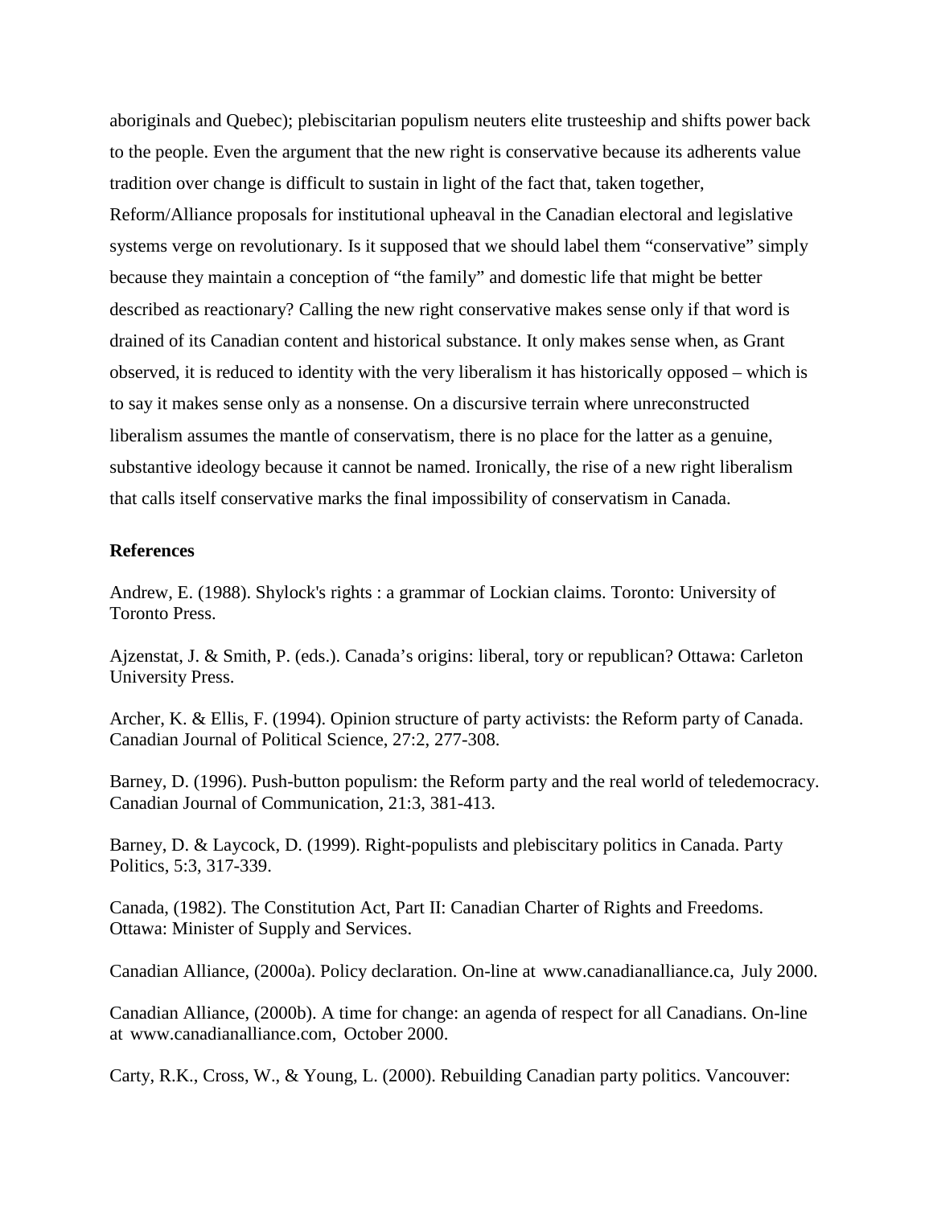aboriginals and Quebec); plebiscitarian populism neuters elite trusteeship and shifts power back to the people. Even the argument that the new right is conservative because its adherents value tradition over change is difficult to sustain in light of the fact that, taken together, Reform/Alliance proposals for institutional upheaval in the Canadian electoral and legislative systems verge on revolutionary. Is it supposed that we should label them "conservative" simply because they maintain a conception of "the family" and domestic life that might be better described as reactionary? Calling the new right conservative makes sense only if that word is drained of its Canadian content and historical substance. It only makes sense when, as Grant observed, it is reduced to identity with the very liberalism it has historically opposed – which is to say it makes sense only as a nonsense. On a discursive terrain where unreconstructed liberalism assumes the mantle of conservatism, there is no place for the latter as a genuine, substantive ideology because it cannot be named. Ironically, the rise of a new right liberalism that calls itself conservative marks the final impossibility of conservatism in Canada.

**References**

Andrew, E. (1988). Shylock's rights : a grammar of Lockian claims. Toronto: University of Toronto Press.

Ajzenstat, J. & Smith, P. (eds.). Canada's origins: liberal, tory or republican? Ottawa: Carleton University Press.

Archer, K. & Ellis, F. (1994). Opinion structure of party activists: the Reform party of Canada. Canadian Journal of Political Science, 27:2, 277-308.

Barney, D. (1996). Push-button populism: the Reform party and the real world of teledemocracy. Canadian Journal of Communication, 21:3, 381-413.

Barney, D. & Laycock, D. (1999). Right-populists and plebiscitary politics in Canada. Party Politics, 5:3, 317-339.

Canada, (1982). The Constitution Act, Part II: Canadian Charter of Rights and Freedoms. Ottawa: Minister of Supply and Services.

Canadian Alliance, (2000a). Policy declaration. On-line at www.canadianalliance.ca, July 2000.

Canadian Alliance, (2000b). A time for change: an agenda of respect for all Canadians. On-line at www.canadianalliance.com, October 2000.

Carty, R.K., Cross, W., & Young, L. (2000). Rebuilding Canadian party politics. Vancouver: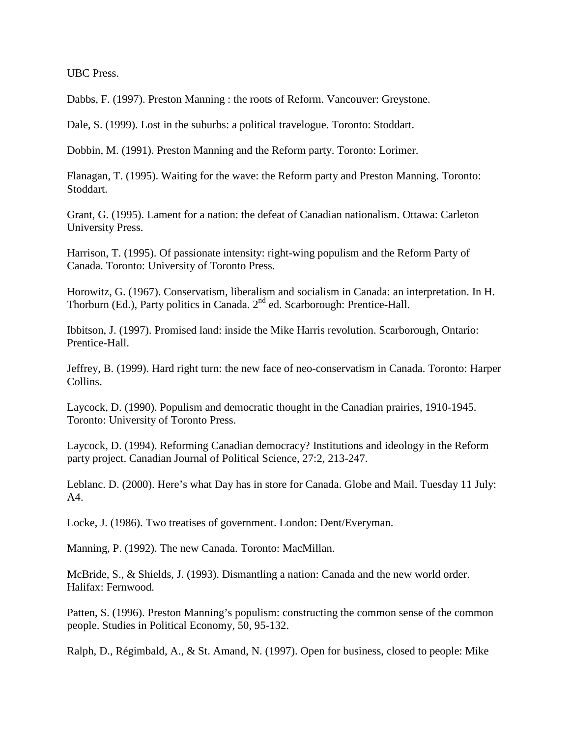UBC Press.

Dabbs, F. (1997). Preston Manning : the roots of Reform. Vancouver: Greystone.

Dale, S. (1999). Lost in the suburbs: a political travelogue. Toronto: Stoddart.

Dobbin, M. (1991). Preston Manning and the Reform party. Toronto: Lorimer.

Flanagan, T. (1995). Waiting for the wave: the Reform party and Preston Manning. Toronto: Stoddart.

Grant, G. (1995). Lament for a nation: the defeat of Canadian nationalism. Ottawa: Carleton University Press.

Harrison, T. (1995). Of passionate intensity: right-wing populism and the Reform Party of Canada. Toronto: University of Toronto Press.

Horowitz, G. (1967). Conservatism, liberalism and socialism in Canada: an interpretation. In H. Thorburn (Ed.), Party politics in Canada. 2nd ed. Scarborough: Prentice-Hall.

Ibbitson, J. (1997). Promised land: inside the Mike Harris revolution. Scarborough, Ontario: Prentice-Hall.

Jeffrey, B. (1999). Hard right turn: the new face of neo-conservatism in Canada. Toronto: Harper Collins.

Laycock, D. (1990). Populism and democratic thought in the Canadian prairies, 1910-1945. Toronto: University of Toronto Press.

Laycock, D. (1994). Reforming Canadian democracy? Institutions and ideology in the Reform party project. Canadian Journal of Political Science, 27:2, 213-247.

Leblanc. D. (2000). Here's what Day has in store for Canada. Globe and Mail. Tuesday 11 July: A4.

Locke, J. (1986). Two treatises of government. London: Dent/Everyman.

Manning, P. (1992). The new Canada. Toronto: MacMillan.

McBride, S., & Shields, J. (1993). Dismantling a nation: Canada and the new world order. Halifax: Fernwood.

Patten, S. (1996). Preston Manning's populism: constructing the common sense of the common people. Studies in Political Economy, 50, 95-132.

Ralph, D., Régimbald, A., & St. Amand, N. (1997). Open for business, closed to people: Mike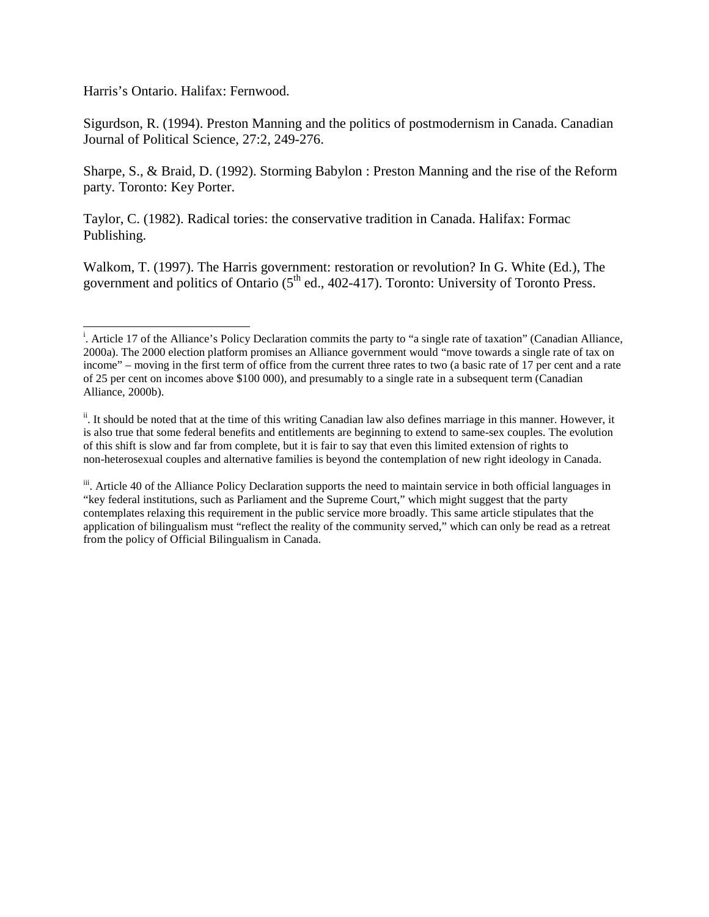Harris's Ontario. Halifax: Fernwood.

Sigurdson, R. (1994). Preston Manning and the politics of postmodernism in Canada. Canadian Journal of Political Science, 27:2, 249-276.

Sharpe, S., & Braid, D. (1992). Storming Babylon : Preston Manning and the rise of the Reform party. Toronto: Key Porter.

Taylor, C. (1982). Radical tories: the conservative tradition in Canada. Halifax: Formac Publishing.

Walkom, T. (1997). The Harris government: restoration or revolution? In G. White (Ed.), The government and politics of Ontario (5th ed., 402-417). Toronto: University of Toronto Press.

---

[i]. Article 17 of the Alliance's Policy Declaration commits the party to "a single rate of taxation" (Canadian Alliance, 2000a). The 2000 election platform promises an Alliance government would "move towards a single rate of tax on income" – moving in the first term of office from the current three rates to two (a basic rate of 17 per cent and a rate of 25 per cent on incomes above $100 000), and presumably to a single rate in a subsequent term (Canadian Alliance, 2000b).

[ii]. It should be noted that at the time of this writing Canadian law also defines marriage in this manner. However, it is also true that some federal benefits and entitlements are beginning to extend to same-sex couples. The evolution of this shift is slow and far from complete, but it is fair to say that even this limited extension of rights to non-heterosexual couples and alternative families is beyond the contemplation of new right ideology in Canada.

[iii]. Article 40 of the Alliance Policy Declaration supports the need to maintain service in both official languages in "key federal institutions, such as Parliament and the Supreme Court," which might suggest that the party contemplates relaxing this requirement in the public service more broadly. This same article stipulates that the application of bilingualism must "reflect the reality of the community served," which can only be read as a retreat from the policy of Official Bilingualism in Canada.